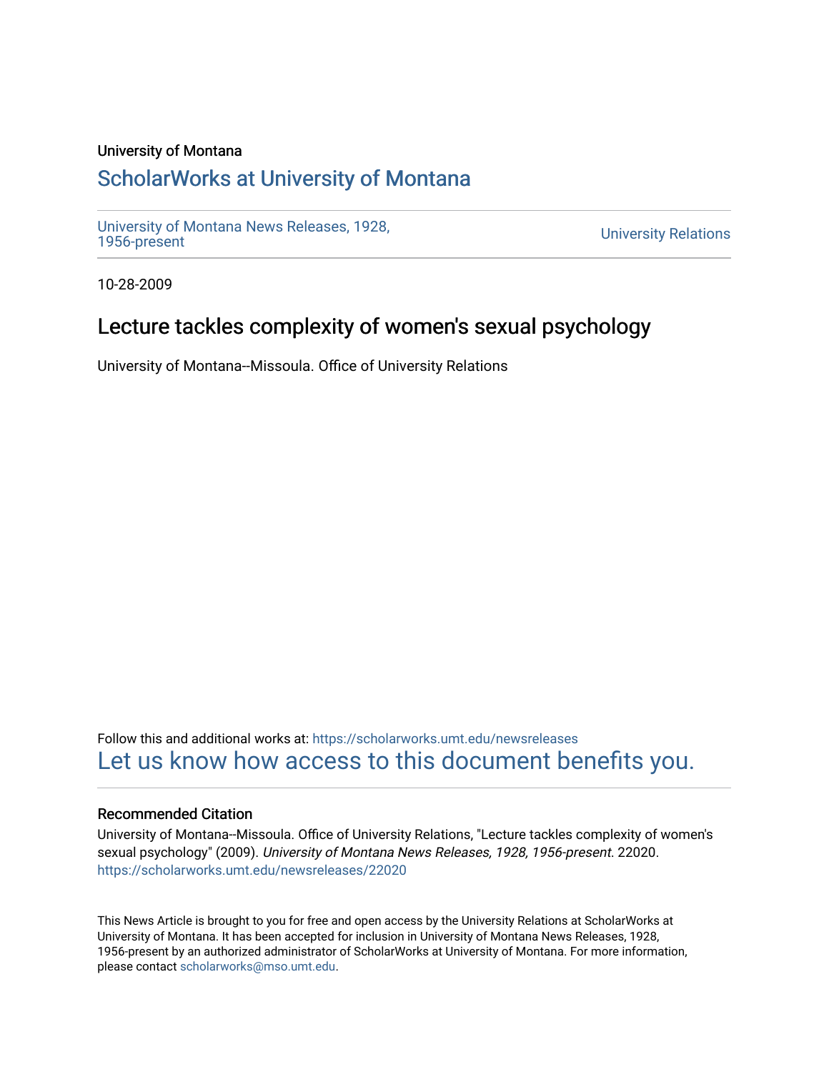University of Montana

# ScholarWorks at University of Montana

University of Montana News Releases, 1928, 1956-present

University Relations

10-28-2009

## Lecture tackles complexity of women's sexual psychology

University of Montana--Missoula. Office of University Relations

Follow this and additional works at: https://scholarworks.umt.edu/newsreleases

Let us know how access to this document benefits you.

### Recommended Citation

University of Montana--Missoula. Office of University Relations, "Lecture tackles complexity of women's sexual psychology" (2009). *University of Montana News Releases, 1928, 1956-present*. 22020. https://scholarworks.umt.edu/newsreleases/22020

This News Article is brought to you for free and open access by the University Relations at ScholarWorks at University of Montana. It has been accepted for inclusion in University of Montana News Releases, 1928, 1956-present by an authorized administrator of ScholarWorks at University of Montana. For more information, please contact scholarworks@mso.umt.edu.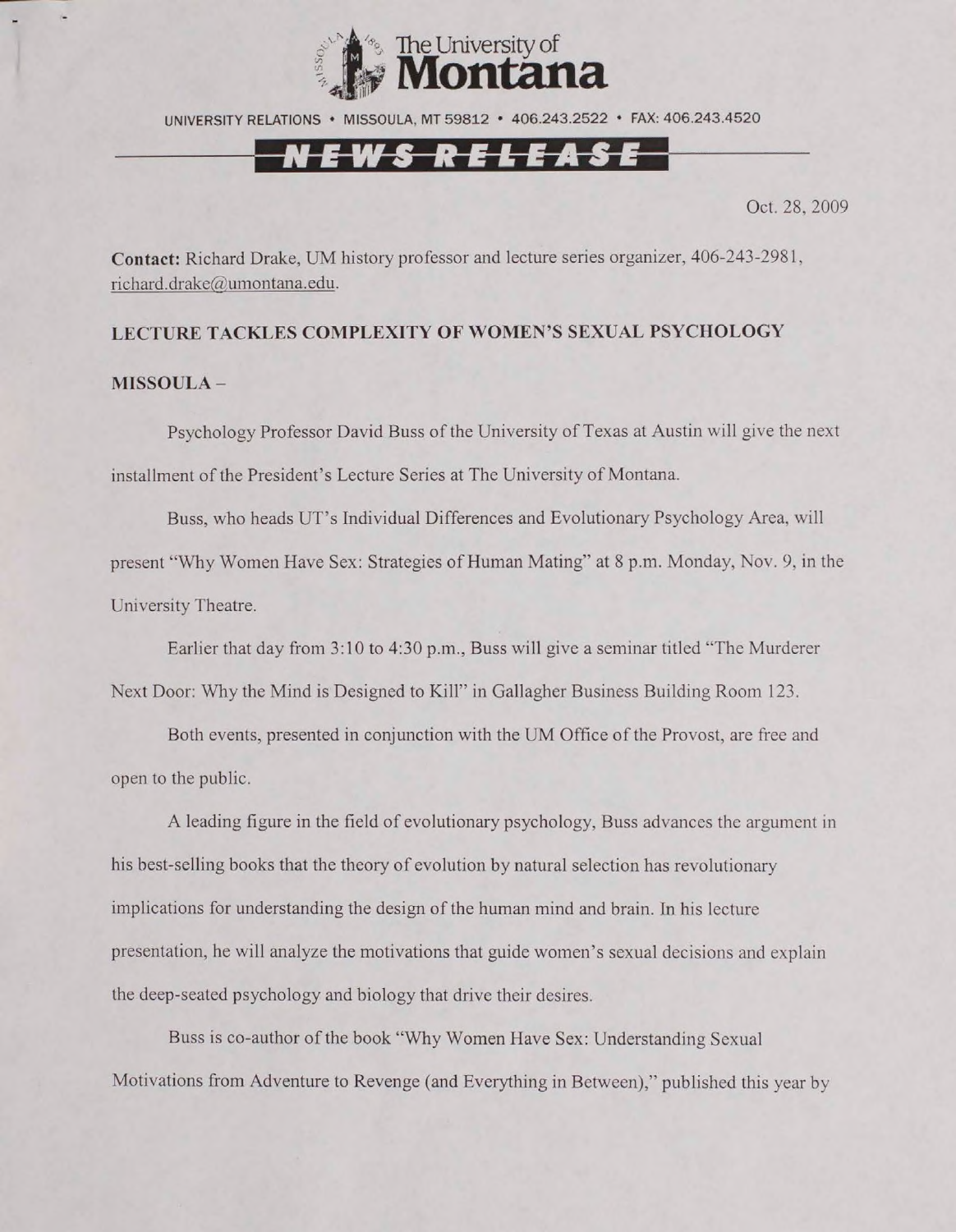The University of Montana

UNIVERSITY RELATIONS • MISSOULA, MT 59812 • 406.243.2522 • FAX: 406.243.4520

**NEWS RELEASE**

Oct. 28, 2009

**Contact:** Richard Drake, UM history professor and lecture series organizer, 406-243-2981, richard.drake@umontana.edu.

**LECTURE TACKLES COMPLEXITY OF WOMEN'S SEXUAL PSYCHOLOGY**

**MISSOULA –**

Psychology Professor David Buss of the University of Texas at Austin will give the next installment of the President's Lecture Series at The University of Montana.

Buss, who heads UT's Individual Differences and Evolutionary Psychology Area, will present "Why Women Have Sex: Strategies of Human Mating" at 8 p.m. Monday, Nov. 9, in the University Theatre.

Earlier that day from 3:10 to 4:30 p.m., Buss will give a seminar titled "The Murderer Next Door: Why the Mind is Designed to Kill" in Gallagher Business Building Room 123.

Both events, presented in conjunction with the UM Office of the Provost, are free and open to the public.

A leading figure in the field of evolutionary psychology, Buss advances the argument in his best-selling books that the theory of evolution by natural selection has revolutionary implications for understanding the design of the human mind and brain. In his lecture presentation, he will analyze the motivations that guide women's sexual decisions and explain the deep-seated psychology and biology that drive their desires.

Buss is co-author of the book "Why Women Have Sex: Understanding Sexual Motivations from Adventure to Revenge (and Everything in Between)," published this year by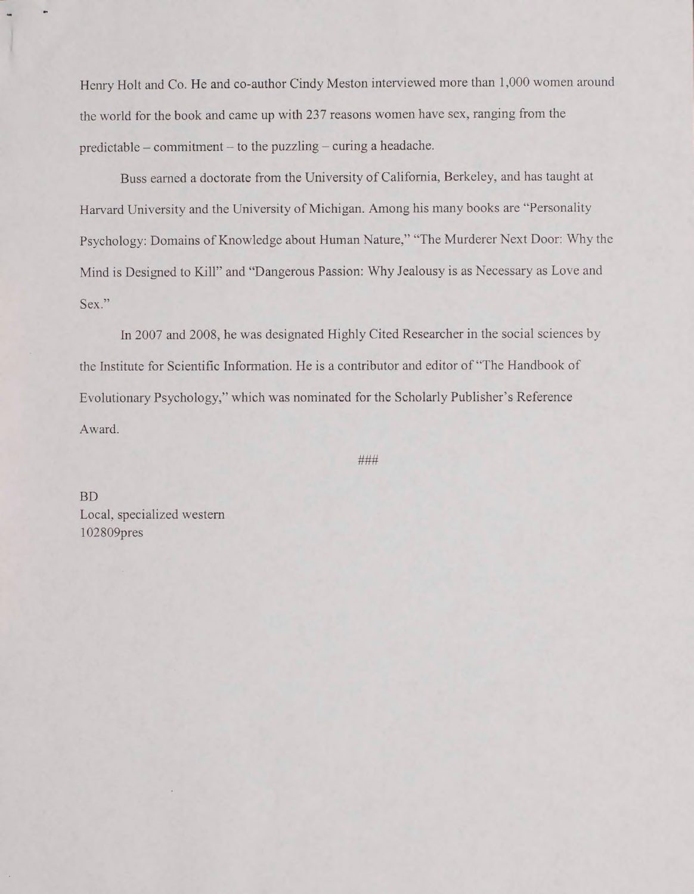Henry Holt and Co. He and co-author Cindy Meston interviewed more than 1,000 women around the world for the book and came up with 237 reasons women have sex, ranging from the predictable – commitment – to the puzzling – curing a headache.

Buss earned a doctorate from the University of California, Berkeley, and has taught at Harvard University and the University of Michigan. Among his many books are "Personality Psychology: Domains of Knowledge about Human Nature," "The Murderer Next Door: Why the Mind is Designed to Kill" and "Dangerous Passion: Why Jealousy is as Necessary as Love and Sex."

In 2007 and 2008, he was designated Highly Cited Researcher in the social sciences by the Institute for Scientific Information. He is a contributor and editor of "The Handbook of Evolutionary Psychology," which was nominated for the Scholarly Publisher's Reference Award.

###

BD
Local, specialized western
102809pres